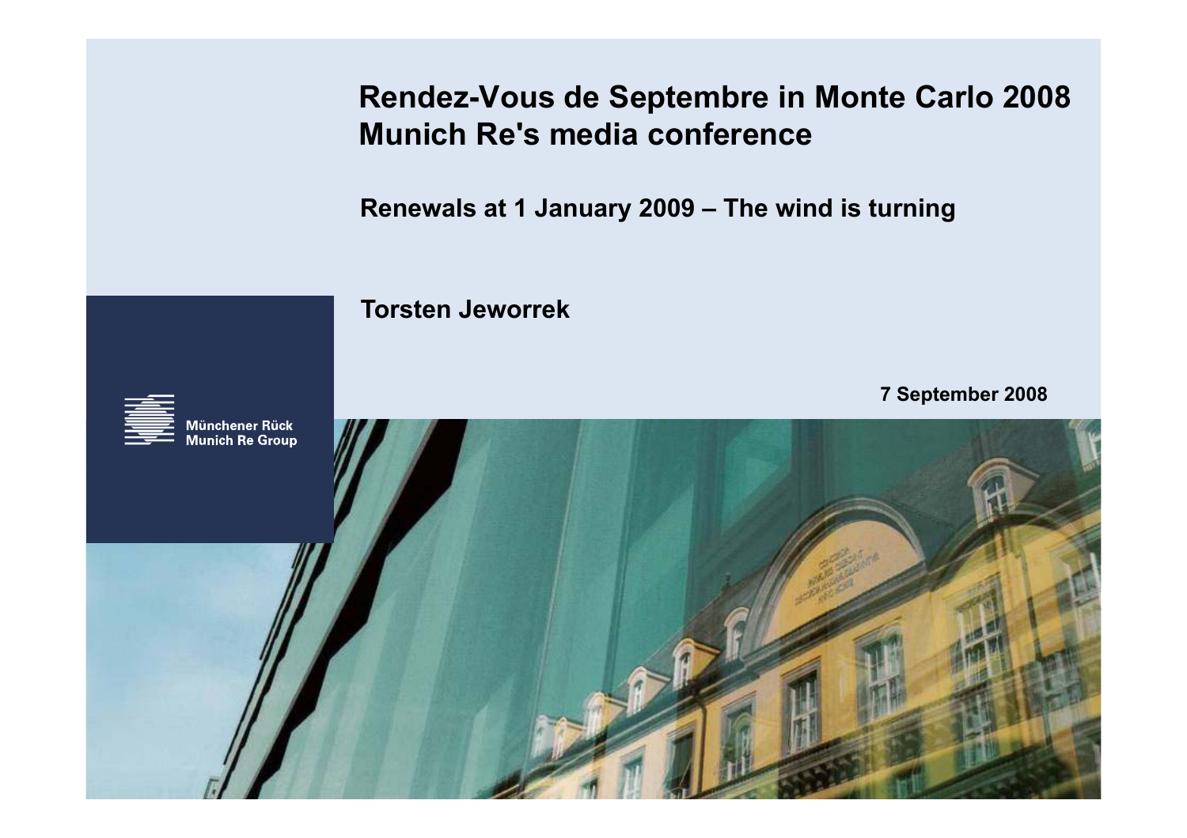# Rendez-Vous de Septembre in Monte Carlo 2008
# Munich Re's media conference

## Renewals at 1 January 2009 – The wind is turning

**Torsten Jeworrek**

**7 September 2008**

Münchener Rück
Munich Re Group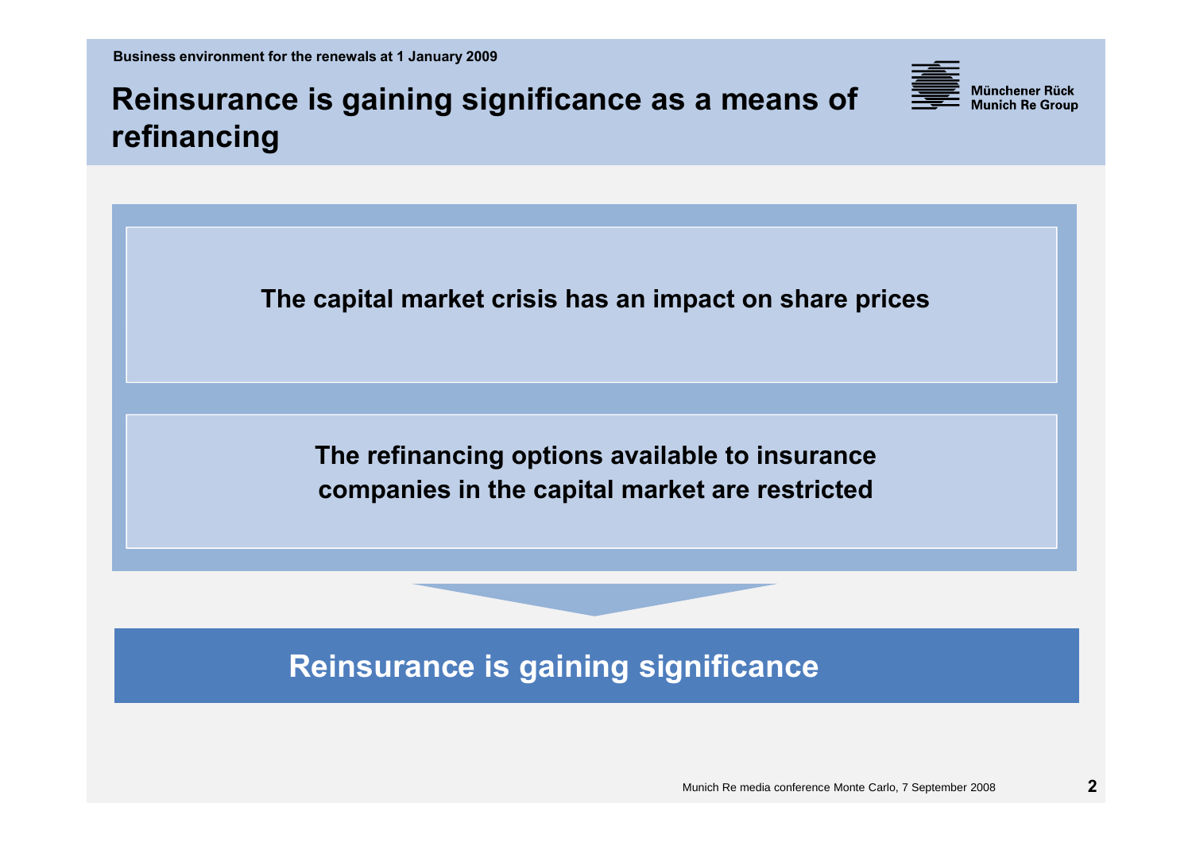Business environment for the renewals at 1 January 2009

# Reinsurance is gaining significance as a means of refinancing

**The capital market crisis has an impact on share prices**

**The refinancing options available to insurance companies in the capital market are restricted**

**Reinsurance is gaining significance**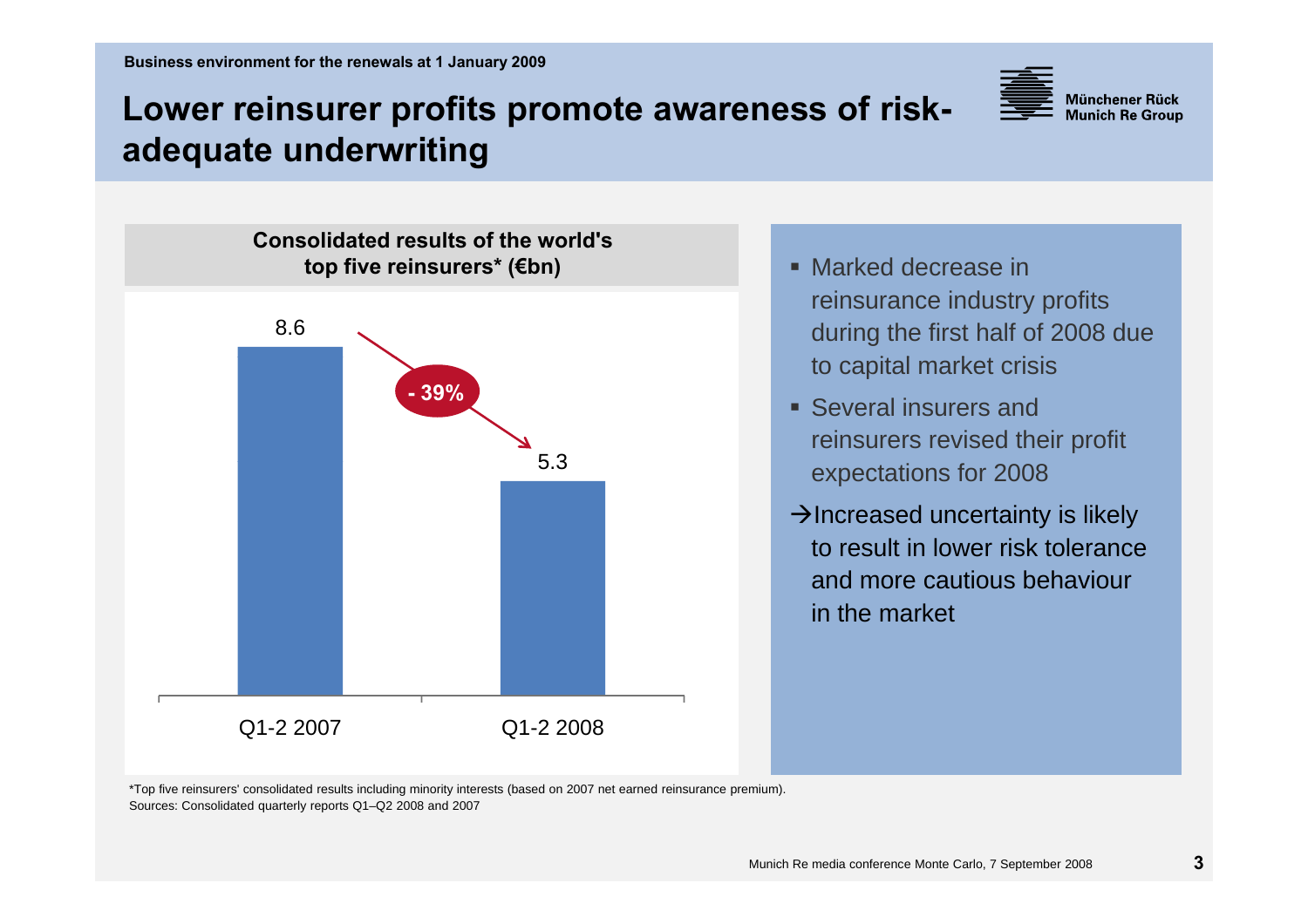Business environment for the renewals at 1 January 2009

# Lower reinsurer profits promote awareness of risk-adequate underwriting

**Consolidated results of the world's top five reinsurers* (€bn)**

| | Q1-2 2007 | Q1-2 2008 |
|---|---|---|
| Consolidated results (€bn) | 8.6 | 5.3 |

Change: - 39%

- Marked decrease in reinsurance industry profits during the first half of 2008 due to capital market crisis
- Several insurers and reinsurers revised their profit expectations for 2008

→Increased uncertainty is likely to result in lower risk tolerance and more cautious behaviour in the market

*Top five reinsurers' consolidated results including minority interests (based on 2007 net earned reinsurance premium).
Sources: Consolidated quarterly reports Q1–Q2 2008 and 2007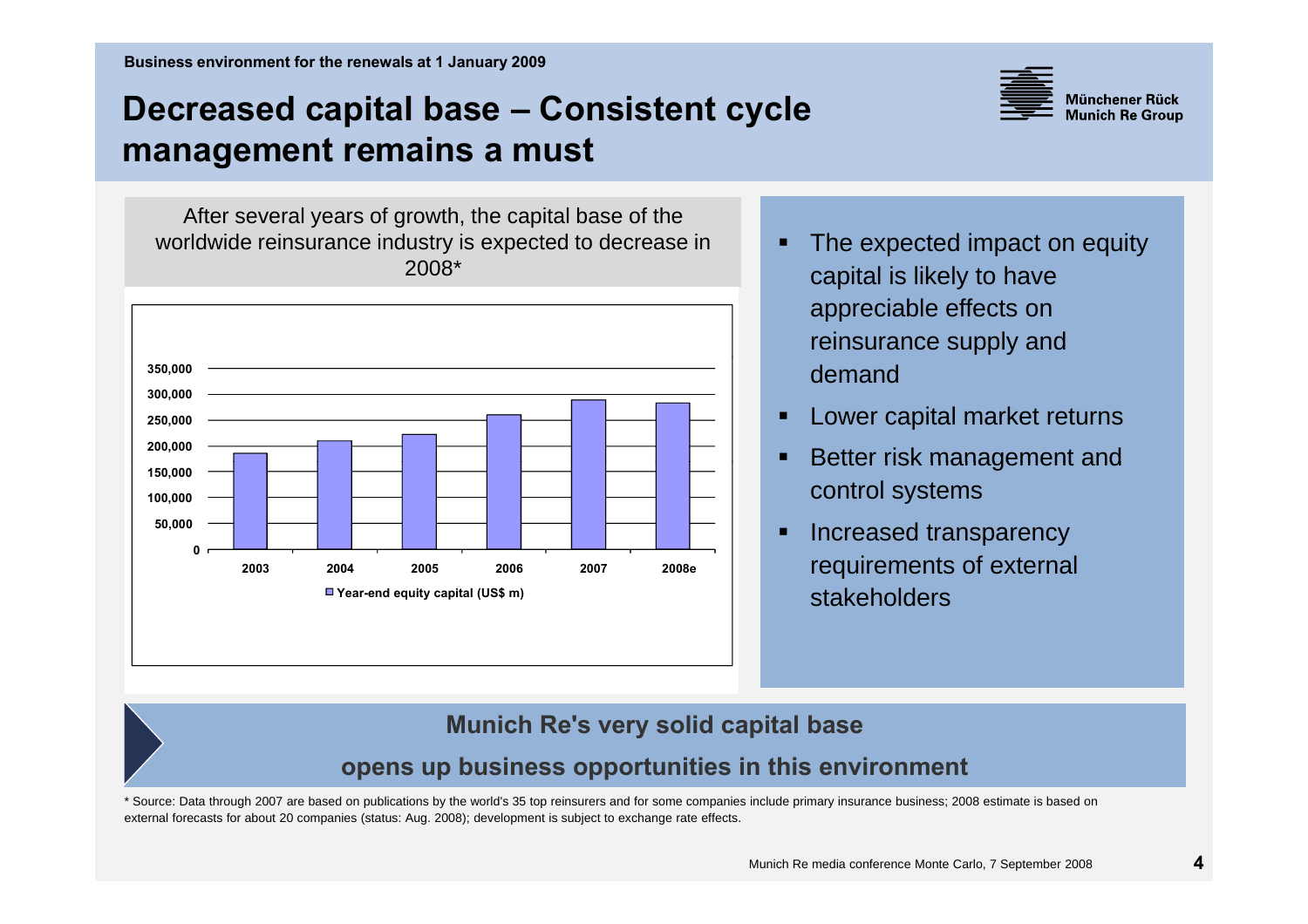Business environment for the renewals at 1 January 2009

# Decreased capital base – Consistent cycle management remains a must

After several years of growth, the capital base of the worldwide reinsurance industry is expected to decrease in 2008*

| | 2003 | 2004 | 2005 | 2006 | 2007 | 2008e |
|---|---|---|---|---|---|---|
| Year-end equity capital (US$ m) | | | | | | |

- The expected impact on equity capital is likely to have appreciable effects on reinsurance supply and demand
- Lower capital market returns
- Better risk management and control systems
- Increased transparency requirements of external stakeholders

**Munich Re's very solid capital base**

**opens up business opportunities in this environment**

\* Source: Data through 2007 are based on publications by the world's 35 top reinsurers and for some companies include primary insurance business; 2008 estimate is based on external forecasts for about 20 companies (status: Aug. 2008); development is subject to exchange rate effects.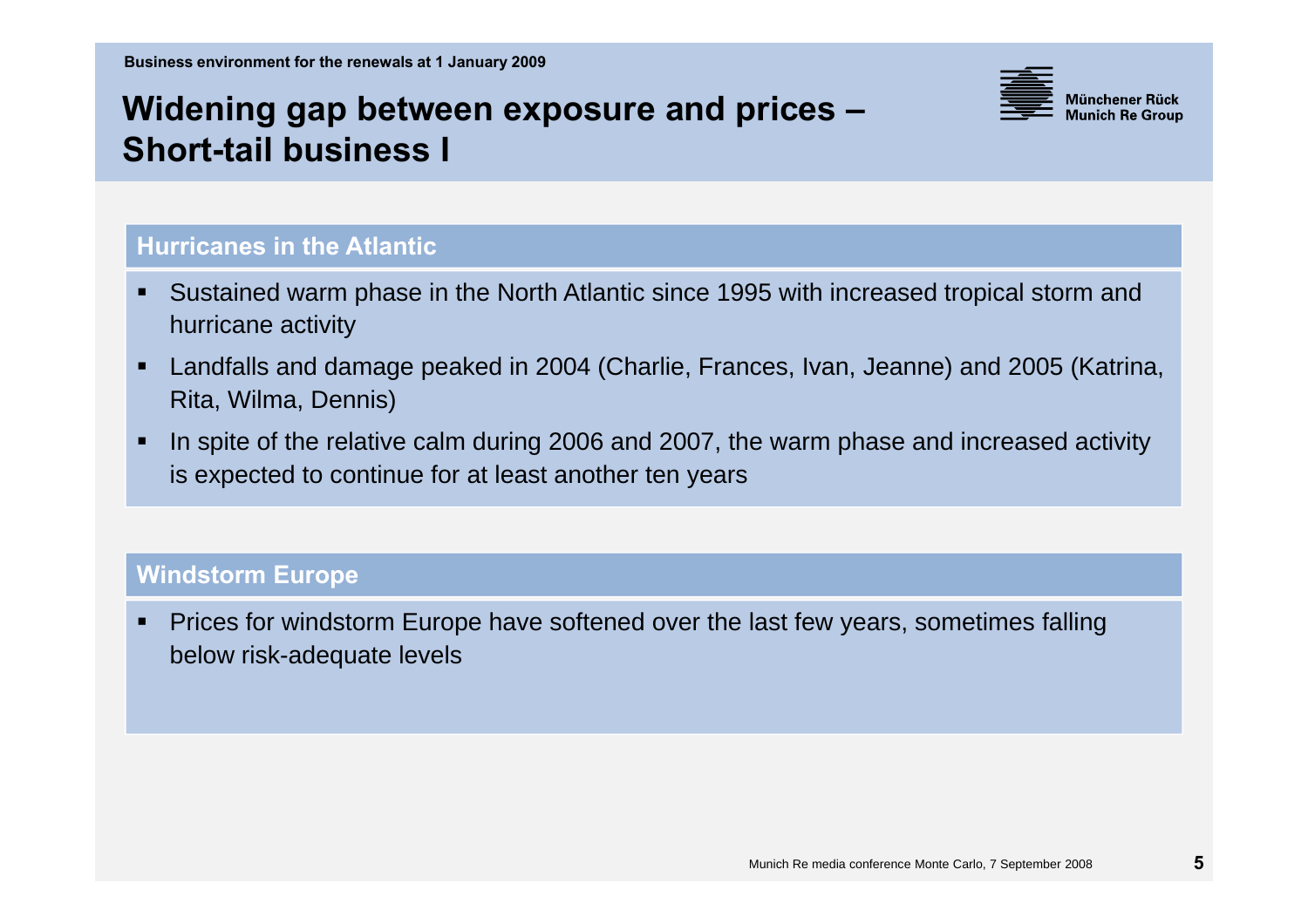Business environment for the renewals at 1 January 2009

# Widening gap between exposure and prices – Short-tail business I

## Hurricanes in the Atlantic

- Sustained warm phase in the North Atlantic since 1995 with increased tropical storm and hurricane activity
- Landfalls and damage peaked in 2004 (Charlie, Frances, Ivan, Jeanne) and 2005 (Katrina, Rita, Wilma, Dennis)
- In spite of the relative calm during 2006 and 2007, the warm phase and increased activity is expected to continue for at least another ten years

## Windstorm Europe

- Prices for windstorm Europe have softened over the last few years, sometimes falling below risk-adequate levels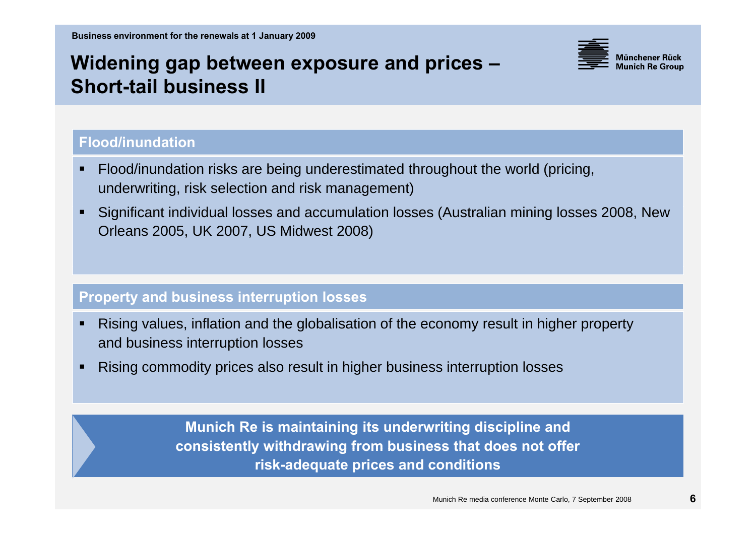# Widening gap between exposure and prices – Short-tail business II

## Flood/inundation

- Flood/inundation risks are being underestimated throughout the world (pricing, underwriting, risk selection and risk management)
- Significant individual losses and accumulation losses (Australian mining losses 2008, New Orleans 2005, UK 2007, US Midwest 2008)

## Property and business interruption losses

- Rising values, inflation and the globalisation of the economy result in higher property and business interruption losses
- Rising commodity prices also result in higher business interruption losses

**Munich Re is maintaining its underwriting discipline and consistently withdrawing from business that does not offer risk-adequate prices and conditions**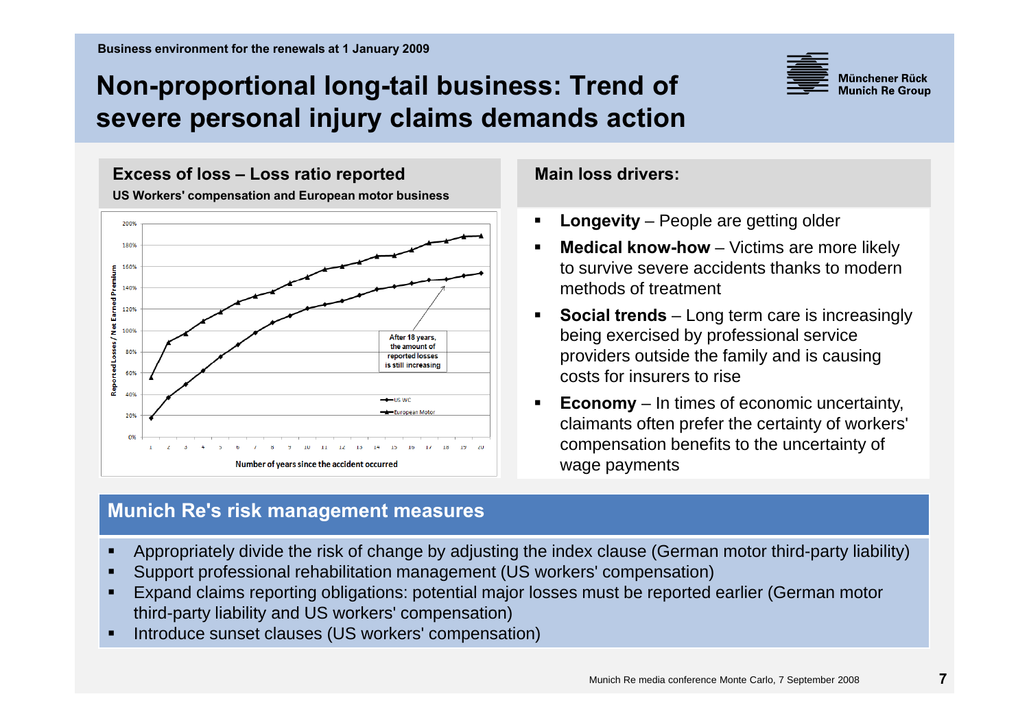Business environment for the renewals at 1 January 2009

# Non-proportional long-tail business: Trend of severe personal injury claims demands action

## Excess of loss – Loss ratio reported

**US Workers' compensation and European motor business**

After 18 years, the amount of reported losses is still increasing

Reported Losses / Net Earned Premium

Number of years since the accident occurred

- US WC
- European Motor

## Main loss drivers:

- **Longevity** – People are getting older
- **Medical know-how** – Victims are more likely to survive severe accidents thanks to modern methods of treatment
- **Social trends** – Long term care is increasingly being exercised by professional service providers outside the family and is causing costs for insurers to rise
- **Economy** – In times of economic uncertainty, claimants often prefer the certainty of workers' compensation benefits to the uncertainty of wage payments

## Munich Re's risk management measures

- Appropriately divide the risk of change by adjusting the index clause (German motor third-party liability)
- Support professional rehabilitation management (US workers' compensation)
- Expand claims reporting obligations: potential major losses must be reported earlier (German motor third-party liability and US workers' compensation)
- Introduce sunset clauses (US workers' compensation)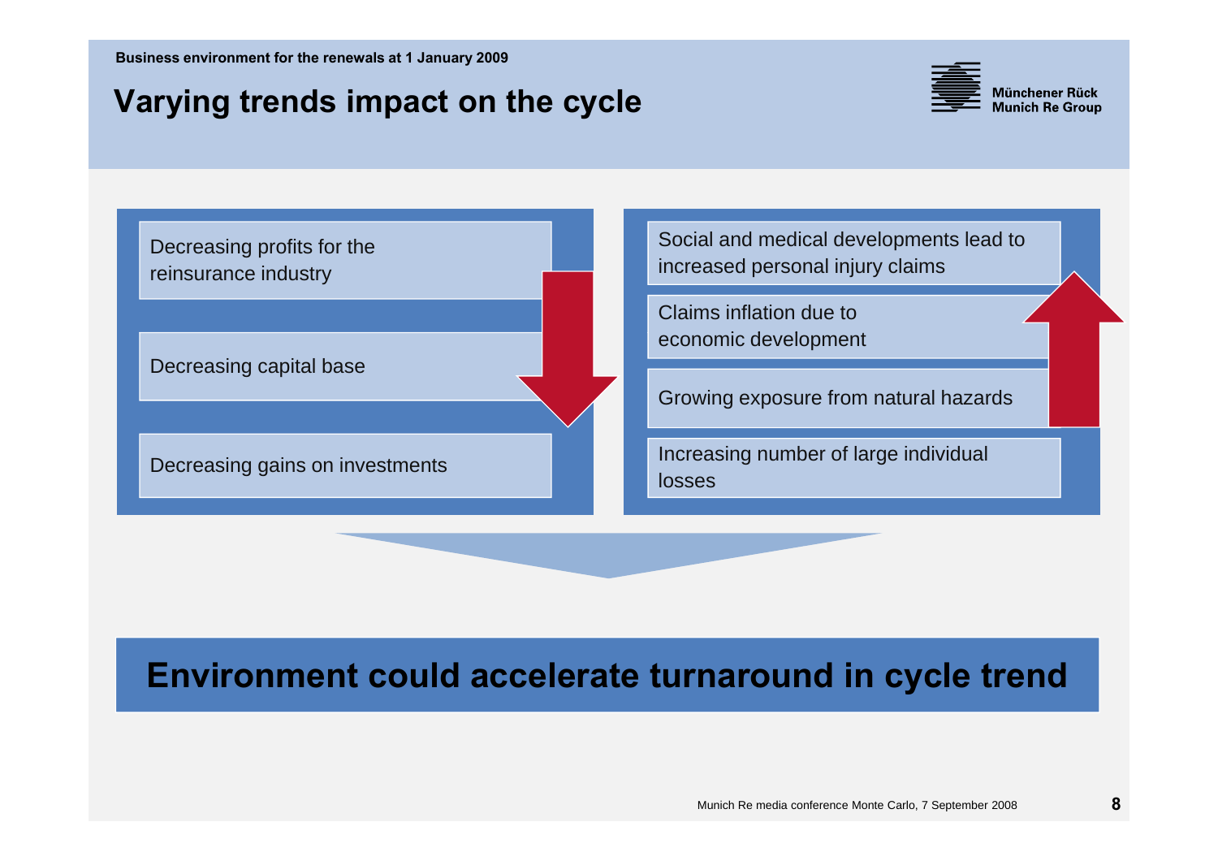Business environment for the renewals at 1 January 2009

# Varying trends impact on the cycle

- Decreasing profits for the reinsurance industry
- Decreasing capital base
- Decreasing gains on investments

- Social and medical developments lead to increased personal injury claims
- Claims inflation due to economic development
- Growing exposure from natural hazards
- Increasing number of large individual losses

**Environment could accelerate turnaround in cycle trend**

Munich Re media conference Monte Carlo, 7 September 2008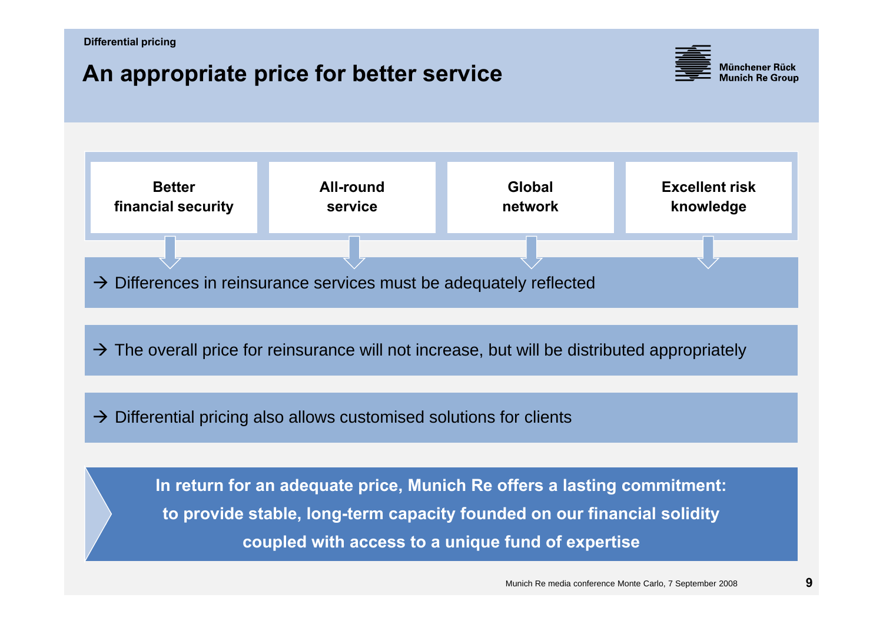Differential pricing

# An appropriate price for better service

| Better financial security | All-round service | Global network | Excellent risk knowledge |
| --- | --- | --- | --- |

→ Differences in reinsurance services must be adequately reflected

→ The overall price for reinsurance will not increase, but will be distributed appropriately

→ Differential pricing also allows customised solutions for clients

**In return for an adequate price, Munich Re offers a lasting commitment: to provide stable, long-term capacity founded on our financial solidity coupled with access to a unique fund of expertise**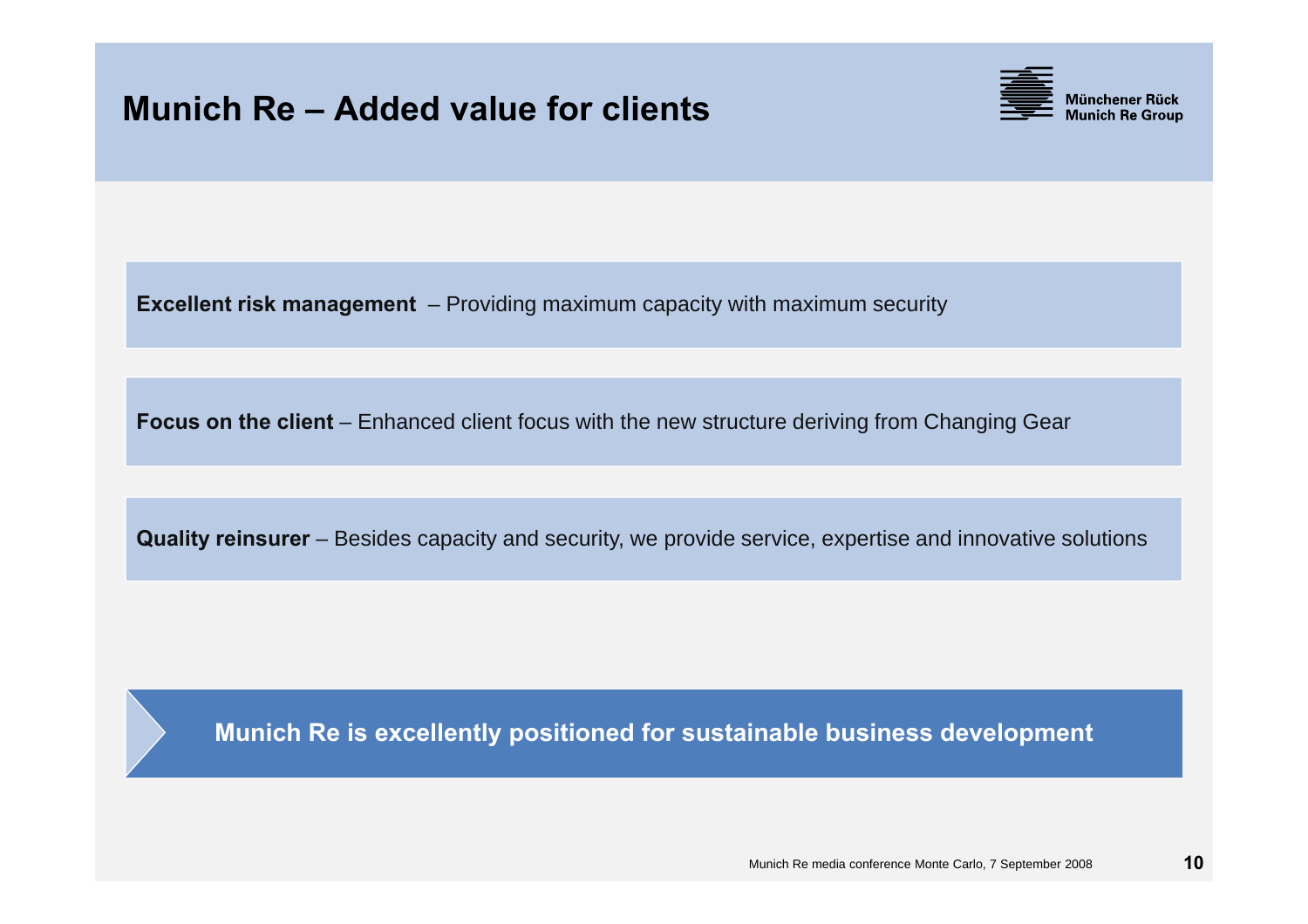# Munich Re – Added value for clients

**Excellent risk management** – Providing maximum capacity with maximum security

**Focus on the client** – Enhanced client focus with the new structure deriving from Changing Gear

**Quality reinsurer** – Besides capacity and security, we provide service, expertise and innovative solutions

**Munich Re is excellently positioned for sustainable business development**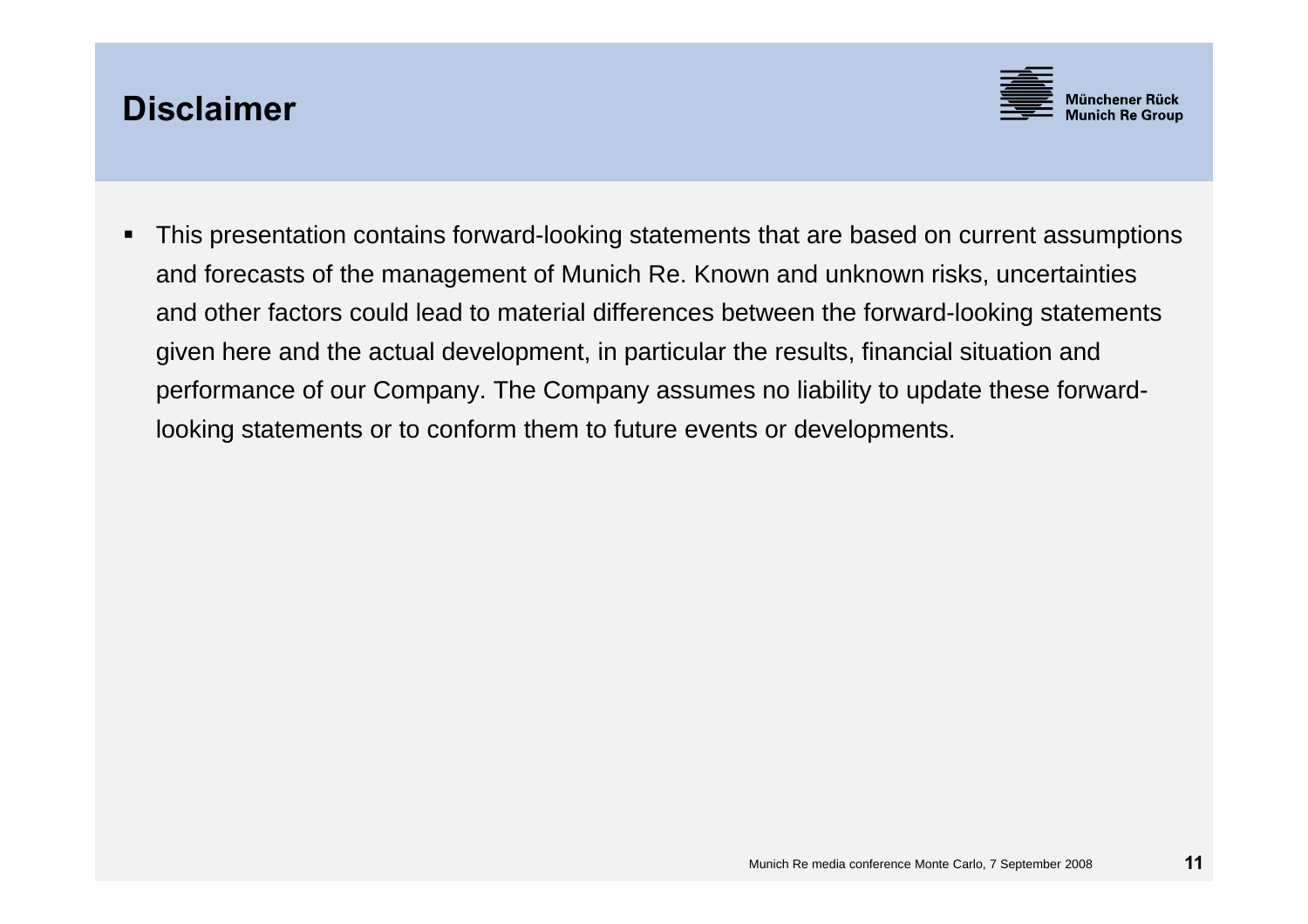# Disclaimer

- This presentation contains forward-looking statements that are based on current assumptions and forecasts of the management of Munich Re. Known and unknown risks, uncertainties and other factors could lead to material differences between the forward-looking statements given here and the actual development, in particular the results, financial situation and performance of our Company. The Company assumes no liability to update these forward-looking statements or to conform them to future events or developments.